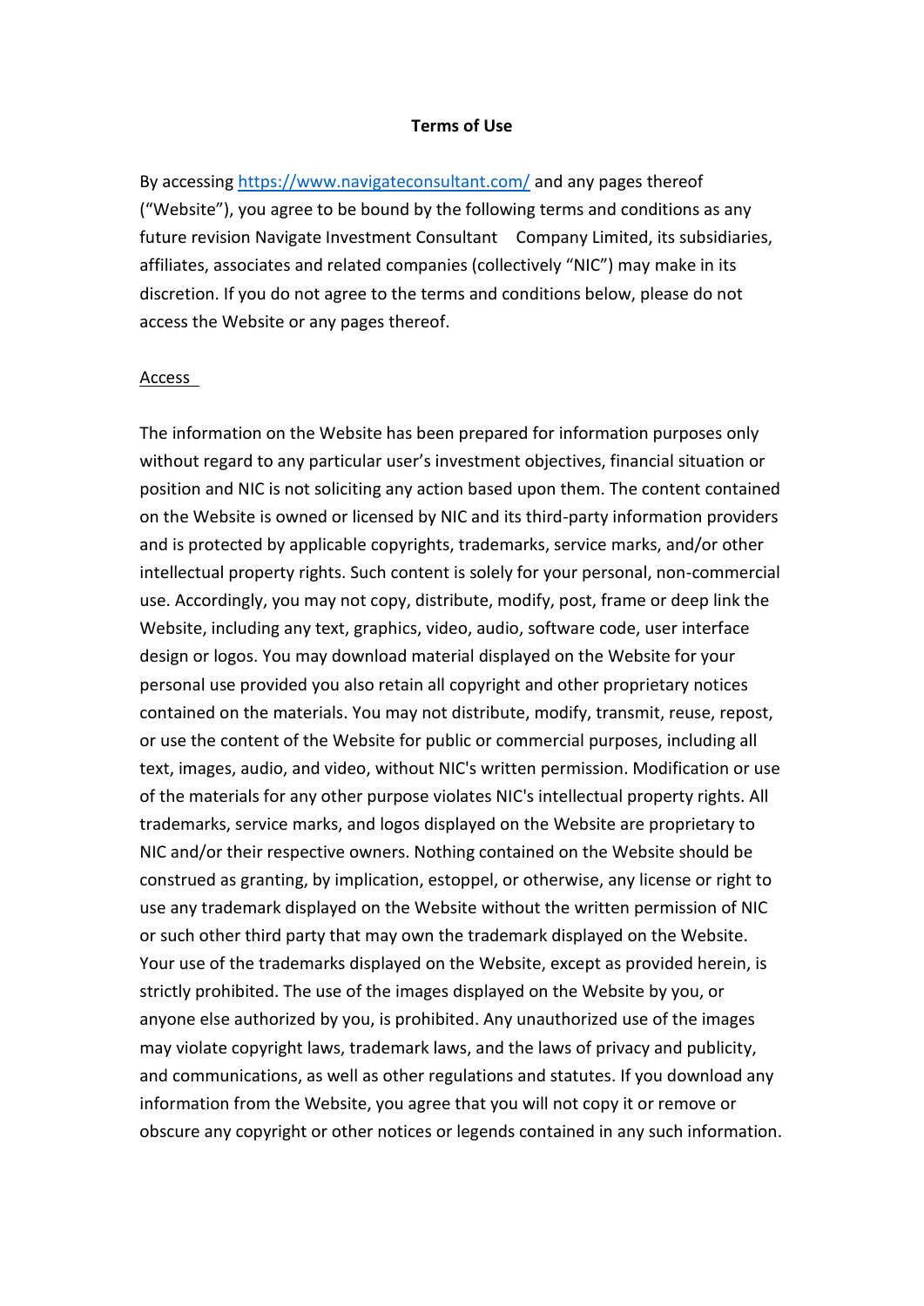# Terms of Use

By accessing [https://www.navigateconsultant.com/](https://www.navigateconsultant.com/) and any pages thereof ("Website"), you agree to be bound by the following terms and conditions as any future revision Navigate Investment Consultant Company Limited, its subsidiaries, affiliates, associates and related companies (collectively "NIC") may make in its discretion. If you do not agree to the terms and conditions below, please do not access the Website or any pages thereof.

## Access

The information on the Website has been prepared for information purposes only without regard to any particular user's investment objectives, financial situation or position and NIC is not soliciting any action based upon them. The content contained on the Website is owned or licensed by NIC and its third-party information providers and is protected by applicable copyrights, trademarks, service marks, and/or other intellectual property rights. Such content is solely for your personal, non-commercial use. Accordingly, you may not copy, distribute, modify, post, frame or deep link the Website, including any text, graphics, video, audio, software code, user interface design or logos. You may download material displayed on the Website for your personal use provided you also retain all copyright and other proprietary notices contained on the materials. You may not distribute, modify, transmit, reuse, repost, or use the content of the Website for public or commercial purposes, including all text, images, audio, and video, without NIC's written permission. Modification or use of the materials for any other purpose violates NIC's intellectual property rights. All trademarks, service marks, and logos displayed on the Website are proprietary to NIC and/or their respective owners. Nothing contained on the Website should be construed as granting, by implication, estoppel, or otherwise, any license or right to use any trademark displayed on the Website without the written permission of NIC or such other third party that may own the trademark displayed on the Website. Your use of the trademarks displayed on the Website, except as provided herein, is strictly prohibited. The use of the images displayed on the Website by you, or anyone else authorized by you, is prohibited. Any unauthorized use of the images may violate copyright laws, trademark laws, and the laws of privacy and publicity, and communications, as well as other regulations and statutes. If you download any information from the Website, you agree that you will not copy it or remove or obscure any copyright or other notices or legends contained in any such information.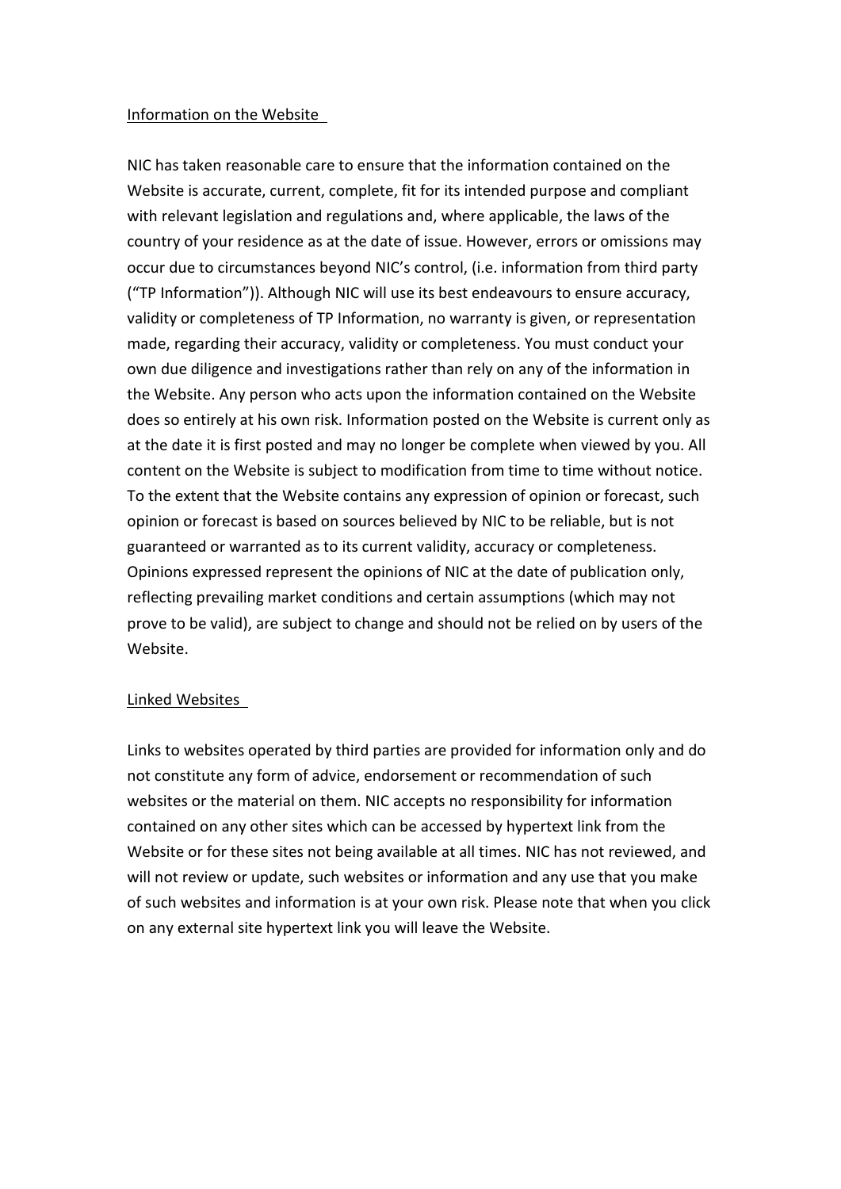## Information on the Website

NIC has taken reasonable care to ensure that the information contained on the Website is accurate, current, complete, fit for its intended purpose and compliant with relevant legislation and regulations and, where applicable, the laws of the country of your residence as at the date of issue. However, errors or omissions may occur due to circumstances beyond NIC's control, (i.e. information from third party ("TP Information")). Although NIC will use its best endeavours to ensure accuracy, validity or completeness of TP Information, no warranty is given, or representation made, regarding their accuracy, validity or completeness. You must conduct your own due diligence and investigations rather than rely on any of the information in the Website. Any person who acts upon the information contained on the Website does so entirely at his own risk. Information posted on the Website is current only as at the date it is first posted and may no longer be complete when viewed by you. All content on the Website is subject to modification from time to time without notice. To the extent that the Website contains any expression of opinion or forecast, such opinion or forecast is based on sources believed by NIC to be reliable, but is not guaranteed or warranted as to its current validity, accuracy or completeness. Opinions expressed represent the opinions of NIC at the date of publication only, reflecting prevailing market conditions and certain assumptions (which may not prove to be valid), are subject to change and should not be relied on by users of the Website.

## Linked Websites

Links to websites operated by third parties are provided for information only and do not constitute any form of advice, endorsement or recommendation of such websites or the material on them. NIC accepts no responsibility for information contained on any other sites which can be accessed by hypertext link from the Website or for these sites not being available at all times. NIC has not reviewed, and will not review or update, such websites or information and any use that you make of such websites and information is at your own risk. Please note that when you click on any external site hypertext link you will leave the Website.